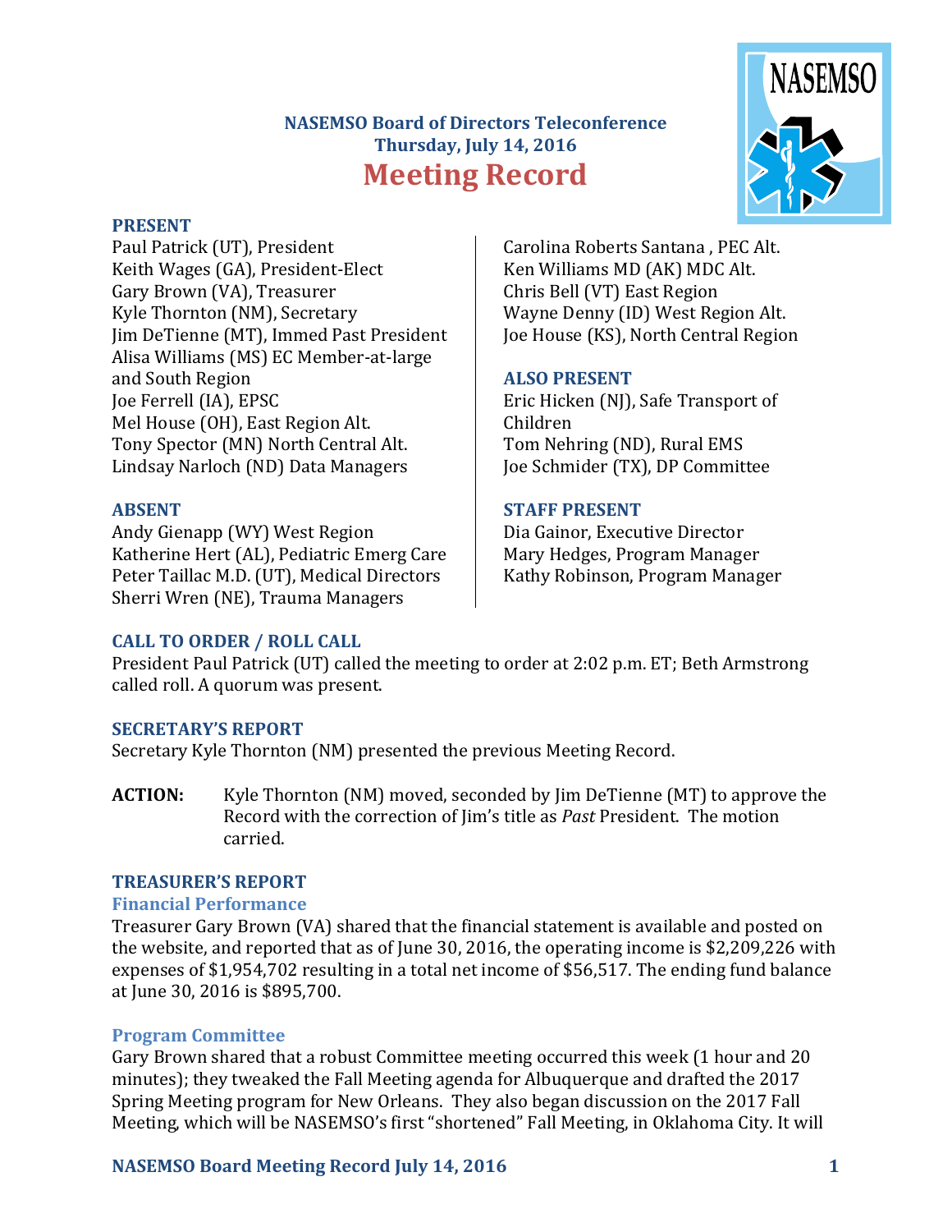# NASEMSO Board of Directors Teleconference
## Thursday, July 14, 2016
# Meeting Record

### PRESENT

Paul Patrick (UT), President
Keith Wages (GA), President-Elect
Gary Brown (VA), Treasurer
Kyle Thornton (NM), Secretary
Jim DeTienne (MT), Immed Past President
Alisa Williams (MS) EC Member-at-large and South Region
Joe Ferrell (IA), EPSC
Mel House (OH), East Region Alt.
Tony Spector (MN) North Central Alt.
Lindsay Narloch (ND) Data Managers
Carolina Roberts Santana , PEC Alt.
Ken Williams MD (AK) MDC Alt.
Chris Bell (VT) East Region
Wayne Denny (ID) West Region Alt.
Joe House (KS), North Central Region

### ABSENT

Andy Gienapp (WY) West Region
Katherine Hert (AL), Pediatric Emerg Care
Peter Taillac M.D. (UT), Medical Directors
Sherri Wren (NE), Trauma Managers

### ALSO PRESENT

Eric Hicken (NJ), Safe Transport of Children
Tom Nehring (ND), Rural EMS
Joe Schmider (TX), DP Committee

### STAFF PRESENT

Dia Gainor, Executive Director
Mary Hedges, Program Manager
Kathy Robinson, Program Manager

### CALL TO ORDER / ROLL CALL

President Paul Patrick (UT) called the meeting to order at 2:02 p.m. ET; Beth Armstrong called roll. A quorum was present.

### SECRETARY'S REPORT

Secretary Kyle Thornton (NM) presented the previous Meeting Record.

**ACTION:** Kyle Thornton (NM) moved, seconded by Jim DeTienne (MT) to approve the Record with the correction of Jim's title as *Past* President. The motion carried.

### TREASURER'S REPORT

#### Financial Performance

Treasurer Gary Brown (VA) shared that the financial statement is available and posted on the website, and reported that as of June 30, 2016, the operating income is $2,209,226 with expenses of $1,954,702 resulting in a total net income of $56,517. The ending fund balance at June 30, 2016 is $895,700.

#### Program Committee

Gary Brown shared that a robust Committee meeting occurred this week (1 hour and 20 minutes); they tweaked the Fall Meeting agenda for Albuquerque and drafted the 2017 Spring Meeting program for New Orleans. They also began discussion on the 2017 Fall Meeting, which will be NASEMSO's first "shortened" Fall Meeting, in Oklahoma City. It will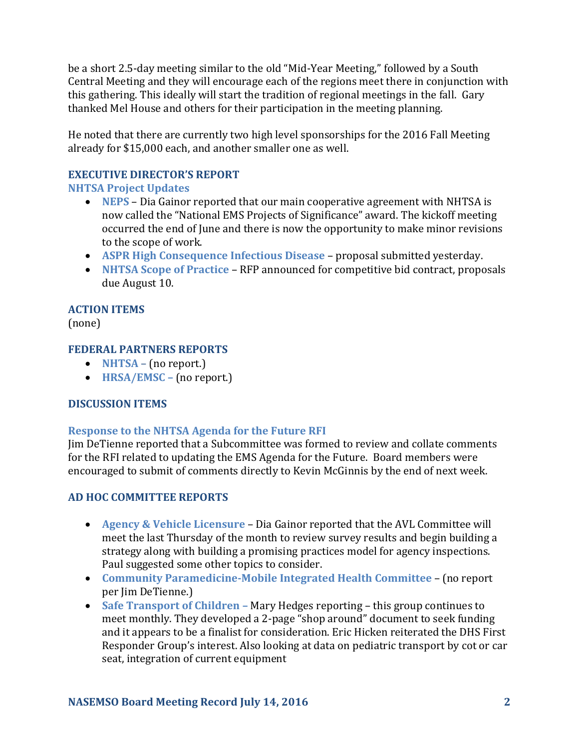be a short 2.5-day meeting similar to the old "Mid-Year Meeting," followed by a South Central Meeting and they will encourage each of the regions meet there in conjunction with this gathering. This ideally will start the tradition of regional meetings in the fall. Gary thanked Mel House and others for their participation in the meeting planning.

He noted that there are currently two high level sponsorships for the 2016 Fall Meeting already for $15,000 each, and another smaller one as well.

## EXECUTIVE DIRECTOR'S REPORT

### NHTSA Project Updates

- **NEPS** – Dia Gainor reported that our main cooperative agreement with NHTSA is now called the "National EMS Projects of Significance" award. The kickoff meeting occurred the end of June and there is now the opportunity to make minor revisions to the scope of work.
- **ASPR High Consequence Infectious Disease** – proposal submitted yesterday.
- **NHTSA Scope of Practice** – RFP announced for competitive bid contract, proposals due August 10.

## ACTION ITEMS

(none)

## FEDERAL PARTNERS REPORTS

- **NHTSA** – (no report.)
- **HRSA/EMSC** – (no report.)

## DISCUSSION ITEMS

### Response to the NHTSA Agenda for the Future RFI

Jim DeTienne reported that a Subcommittee was formed to review and collate comments for the RFI related to updating the EMS Agenda for the Future. Board members were encouraged to submit of comments directly to Kevin McGinnis by the end of next week.

## AD HOC COMMITTEE REPORTS

- **Agency & Vehicle Licensure** – Dia Gainor reported that the AVL Committee will meet the last Thursday of the month to review survey results and begin building a strategy along with building a promising practices model for agency inspections. Paul suggested some other topics to consider.
- **Community Paramedicine-Mobile Integrated Health Committee** – (no report per Jim DeTienne.)
- **Safe Transport of Children** – Mary Hedges reporting – this group continues to meet monthly. They developed a 2-page "shop around" document to seek funding and it appears to be a finalist for consideration. Eric Hicken reiterated the DHS First Responder Group's interest. Also looking at data on pediatric transport by cot or car seat, integration of current equipment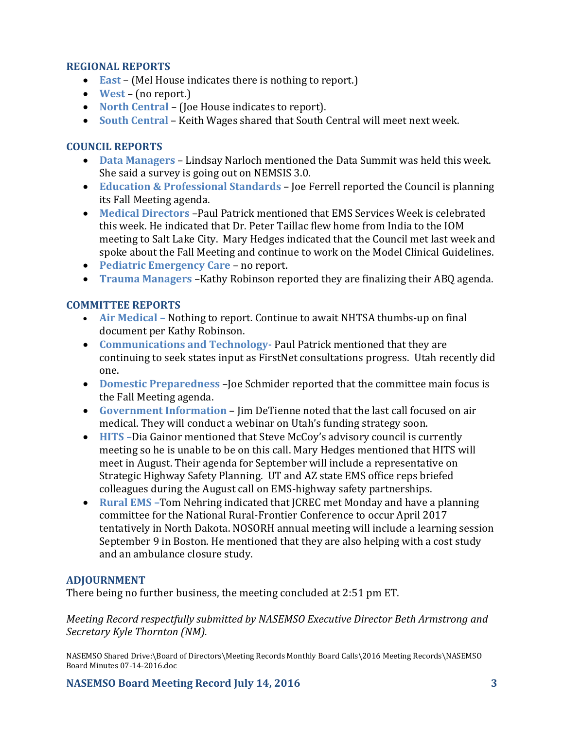### REGIONAL REPORTS

- **East** – (Mel House indicates there is nothing to report.)
- **West** – (no report.)
- **North Central** – (Joe House indicates to report).
- **South Central** – Keith Wages shared that South Central will meet next week.

### COUNCIL REPORTS

- **Data Managers** – Lindsay Narloch mentioned the Data Summit was held this week. She said a survey is going out on NEMSIS 3.0.
- **Education & Professional Standards** – Joe Ferrell reported the Council is planning its Fall Meeting agenda.
- **Medical Directors** –Paul Patrick mentioned that EMS Services Week is celebrated this week. He indicated that Dr. Peter Taillac flew home from India to the IOM meeting to Salt Lake City. Mary Hedges indicated that the Council met last week and spoke about the Fall Meeting and continue to work on the Model Clinical Guidelines.
- **Pediatric Emergency Care** – no report.
- **Trauma Managers** –Kathy Robinson reported they are finalizing their ABQ agenda.

### COMMITTEE REPORTS

- **Air Medical –** Nothing to report. Continue to await NHTSA thumbs-up on final document per Kathy Robinson.
- **Communications and Technology-** Paul Patrick mentioned that they are continuing to seek states input as FirstNet consultations progress. Utah recently did one.
- **Domestic Preparedness** –Joe Schmider reported that the committee main focus is the Fall Meeting agenda.
- **Government Information** – Jim DeTienne noted that the last call focused on air medical. They will conduct a webinar on Utah's funding strategy soon.
- **HITS** –Dia Gainor mentioned that Steve McCoy's advisory council is currently meeting so he is unable to be on this call. Mary Hedges mentioned that HITS will meet in August. Their agenda for September will include a representative on Strategic Highway Safety Planning. UT and AZ state EMS office reps briefed colleagues during the August call on EMS-highway safety partnerships.
- **Rural EMS** –Tom Nehring indicated that JCREC met Monday and have a planning committee for the National Rural-Frontier Conference to occur April 2017 tentatively in North Dakota. NOSORH annual meeting will include a learning session September 9 in Boston. He mentioned that they are also helping with a cost study and an ambulance closure study.

### ADJOURNMENT

There being no further business, the meeting concluded at 2:51 pm ET.

*Meeting Record respectfully submitted by NASEMSO Executive Director Beth Armstrong and Secretary Kyle Thornton (NM).*

NASEMSO Shared Drive:\Board of Directors\Meeting Records Monthly Board Calls\2016 Meeting Records\NASEMSO Board Minutes 07-14-2016.doc